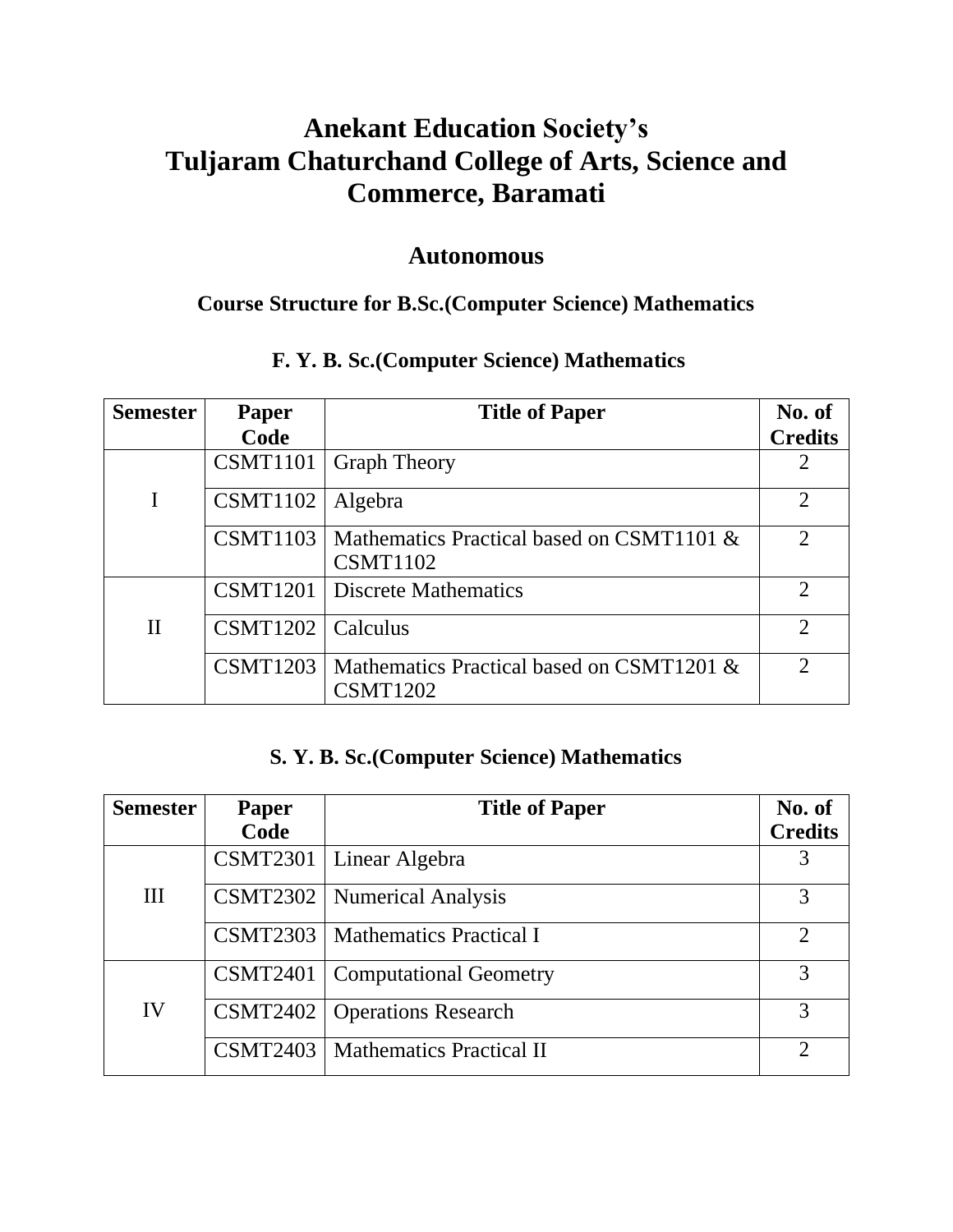# Anekant Education Society's
# Tuljaram Chaturchand College of Arts, Science and Commerce, Baramati

## Autonomous

### Course Structure for B.Sc.(Computer Science) Mathematics

### F. Y. B. Sc.(Computer Science) Mathematics

| Semester | Paper Code | Title of Paper | No. of Credits |
|---|---|---|---|
| I | CSMT1101 | Graph Theory | 2 |
| | CSMT1102 | Algebra | 2 |
| | CSMT1103 | Mathematics Practical based on CSMT1101 & CSMT1102 | 2 |
| II | CSMT1201 | Discrete Mathematics | 2 |
| | CSMT1202 | Calculus | 2 |
| | CSMT1203 | Mathematics Practical based on CSMT1201 & CSMT1202 | 2 |

### S. Y. B. Sc.(Computer Science) Mathematics

| Semester | Paper Code | Title of Paper | No. of Credits |
|---|---|---|---|
| III | CSMT2301 | Linear Algebra | 3 |
| | CSMT2302 | Numerical Analysis | 3 |
| | CSMT2303 | Mathematics Practical I | 2 |
| IV | CSMT2401 | Computational Geometry | 3 |
| | CSMT2402 | Operations Research | 3 |
| | CSMT2403 | Mathematics Practical II | 2 |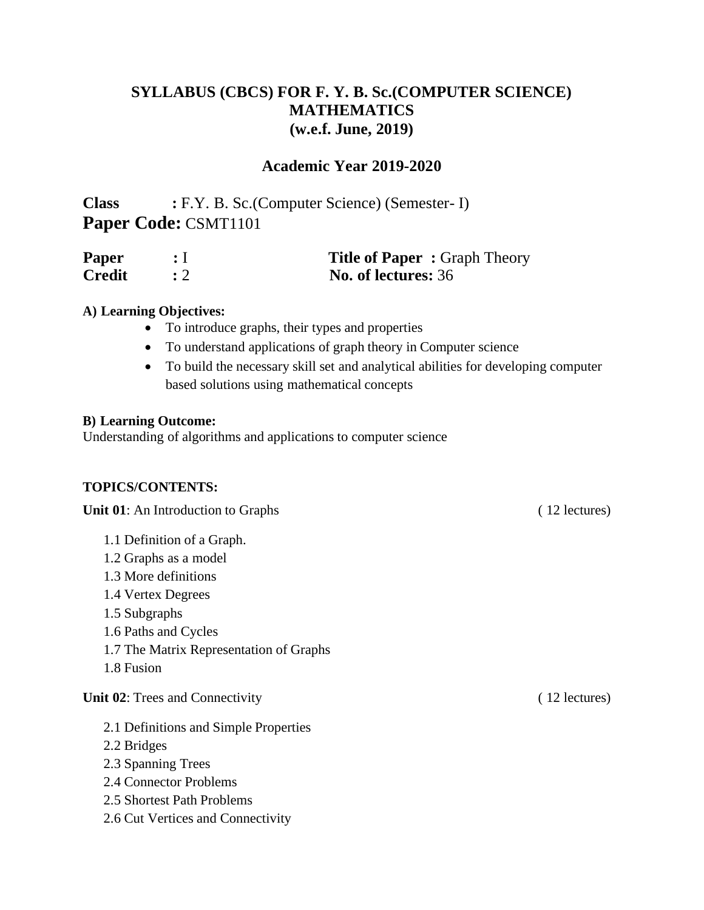## SYLLABUS (CBCS) FOR F. Y. B. Sc.(COMPUTER SCIENCE) MATHEMATICS (w.e.f. June, 2019)

### Academic Year 2019-2020

**Class** **:** F.Y. B. Sc.(Computer Science) (Semester- I)
**Paper Code:** CSMT1101

**Paper** **:** I **Title of Paper :** Graph Theory
**Credit** **:** 2 **No. of lectures:** 36

**A) Learning Objectives:**

- To introduce graphs, their types and properties
- To understand applications of graph theory in Computer science
- To build the necessary skill set and analytical abilities for developing computer based solutions using mathematical concepts

**B) Learning Outcome:**
Understanding of algorithms and applications to computer science

**TOPICS/CONTENTS:**

**Unit 01**: An Introduction to Graphs ( 12 lectures)

1.1 Definition of a Graph.
1.2 Graphs as a model
1.3 More definitions
1.4 Vertex Degrees
1.5 Subgraphs
1.6 Paths and Cycles
1.7 The Matrix Representation of Graphs
1.8 Fusion

**Unit 02**: Trees and Connectivity ( 12 lectures)

2.1 Definitions and Simple Properties
2.2 Bridges
2.3 Spanning Trees
2.4 Connector Problems
2.5 Shortest Path Problems
2.6 Cut Vertices and Connectivity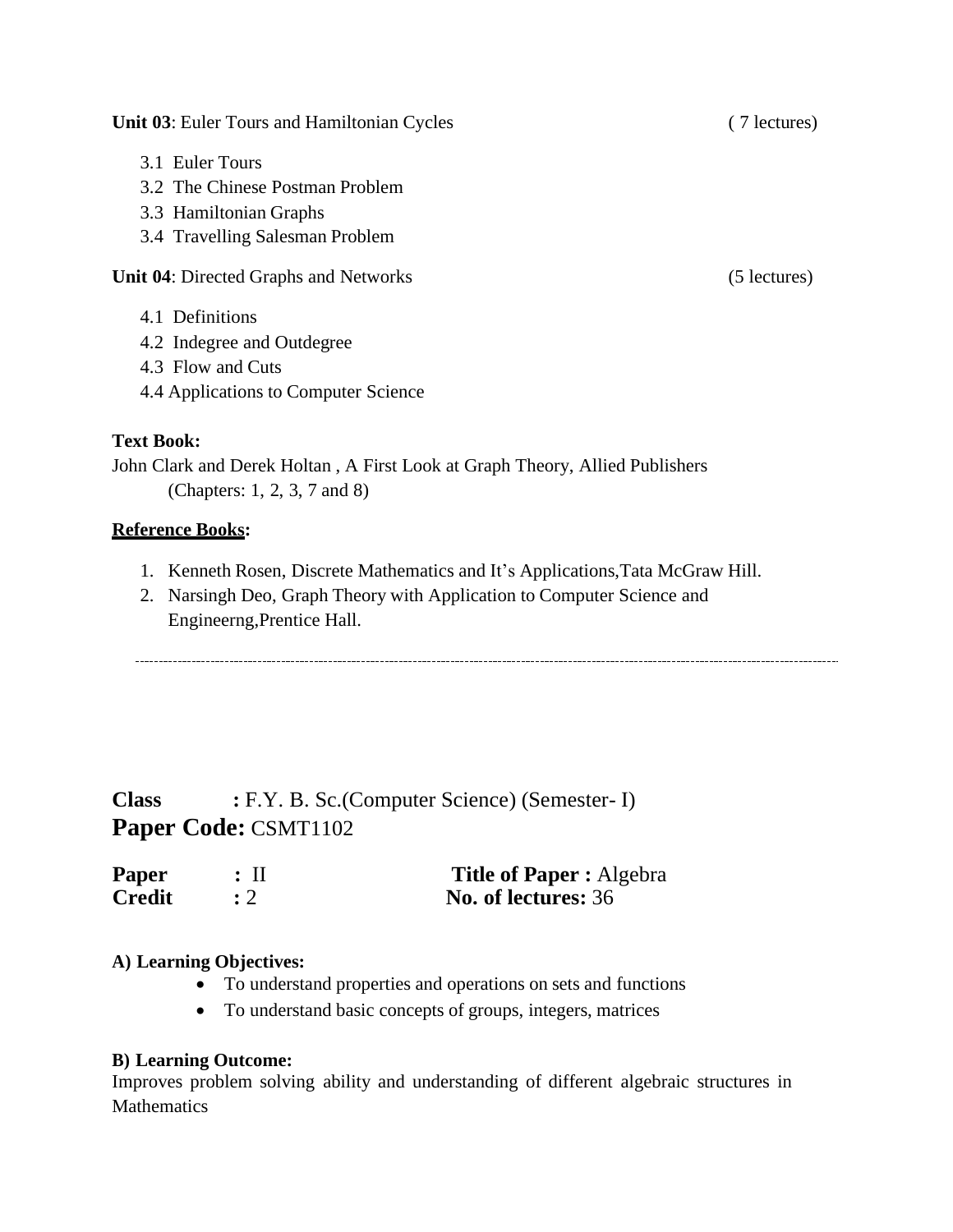**Unit 03**: Euler Tours and Hamiltonian Cycles ( 7 lectures)

3.1 Euler Tours
3.2 The Chinese Postman Problem
3.3 Hamiltonian Graphs
3.4 Travelling Salesman Problem

**Unit 04**: Directed Graphs and Networks (5 lectures)

4.1 Definitions
4.2 Indegree and Outdegree
4.3 Flow and Cuts
4.4 Applications to Computer Science

**Text Book:**
John Clark and Derek Holtan , A First Look at Graph Theory, Allied Publishers
(Chapters: 1, 2, 3, 7 and 8)

**Reference Books:**

1. Kenneth Rosen, Discrete Mathematics and It's Applications,Tata McGraw Hill.
2. Narsingh Deo, Graph Theory with Application to Computer Science and Engineerng,Prentice Hall.

---

**Class** : F.Y. B. Sc.(Computer Science) (Semester- I)
**Paper Code:** CSMT1102

**Paper** : II **Title of Paper :** Algebra
**Credit** : 2 **No. of lectures:** 36

**A) Learning Objectives:**

- To understand properties and operations on sets and functions
- To understand basic concepts of groups, integers, matrices

**B) Learning Outcome:**
Improves problem solving ability and understanding of different algebraic structures in Mathematics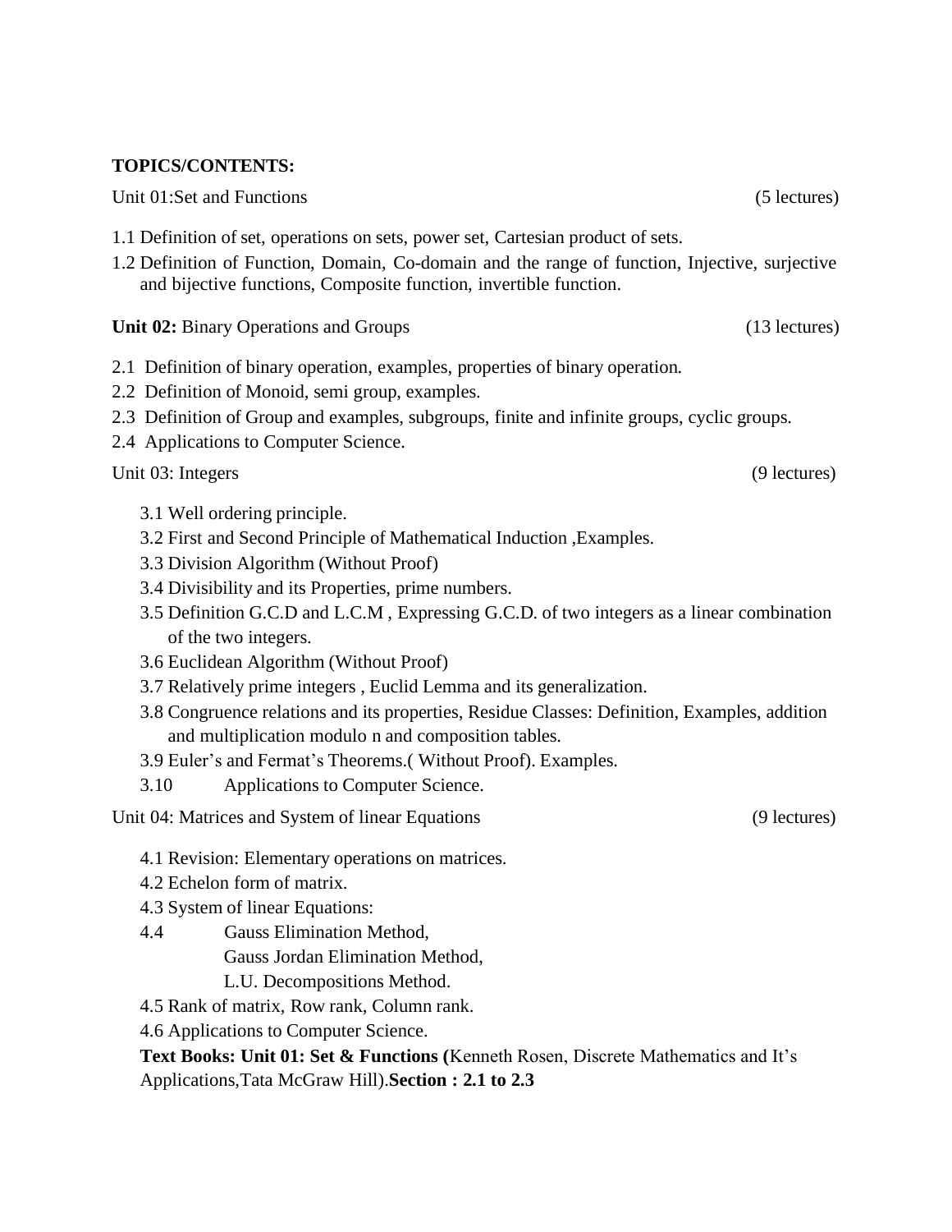**TOPICS/CONTENTS:**

Unit 01:Set and Functions (5 lectures)

1.1 Definition of set, operations on sets, power set, Cartesian product of sets.

1.2 Definition of Function, Domain, Co-domain and the range of function, Injective, surjective and bijective functions, Composite function, invertible function.

**Unit 02:** Binary Operations and Groups (13 lectures)

2.1 Definition of binary operation, examples, properties of binary operation.

2.2 Definition of Monoid, semi group, examples.

2.3 Definition of Group and examples, subgroups, finite and infinite groups, cyclic groups.

2.4 Applications to Computer Science.

Unit 03: Integers (9 lectures)

3.1 Well ordering principle.

3.2 First and Second Principle of Mathematical Induction ,Examples.

3.3 Division Algorithm (Without Proof)

3.4 Divisibility and its Properties, prime numbers.

3.5 Definition G.C.D and L.C.M , Expressing G.C.D. of two integers as a linear combination of the two integers.

3.6 Euclidean Algorithm (Without Proof)

3.7 Relatively prime integers , Euclid Lemma and its generalization.

3.8 Congruence relations and its properties, Residue Classes: Definition, Examples, addition and multiplication modulo n and composition tables.

3.9 Euler's and Fermat's Theorems.( Without Proof). Examples.

3.10 Applications to Computer Science.

Unit 04: Matrices and System of linear Equations (9 lectures)

4.1 Revision: Elementary operations on matrices.

4.2 Echelon form of matrix.

4.3 System of linear Equations:

4.4 Gauss Elimination Method,
Gauss Jordan Elimination Method,
L.U. Decompositions Method.

4.5 Rank of matrix, Row rank, Column rank.

4.6 Applications to Computer Science.

**Text Books: Unit 01: Set & Functions (**Kenneth Rosen, Discrete Mathematics and It's Applications,Tata McGraw Hill).**Section : 2.1 to 2.3**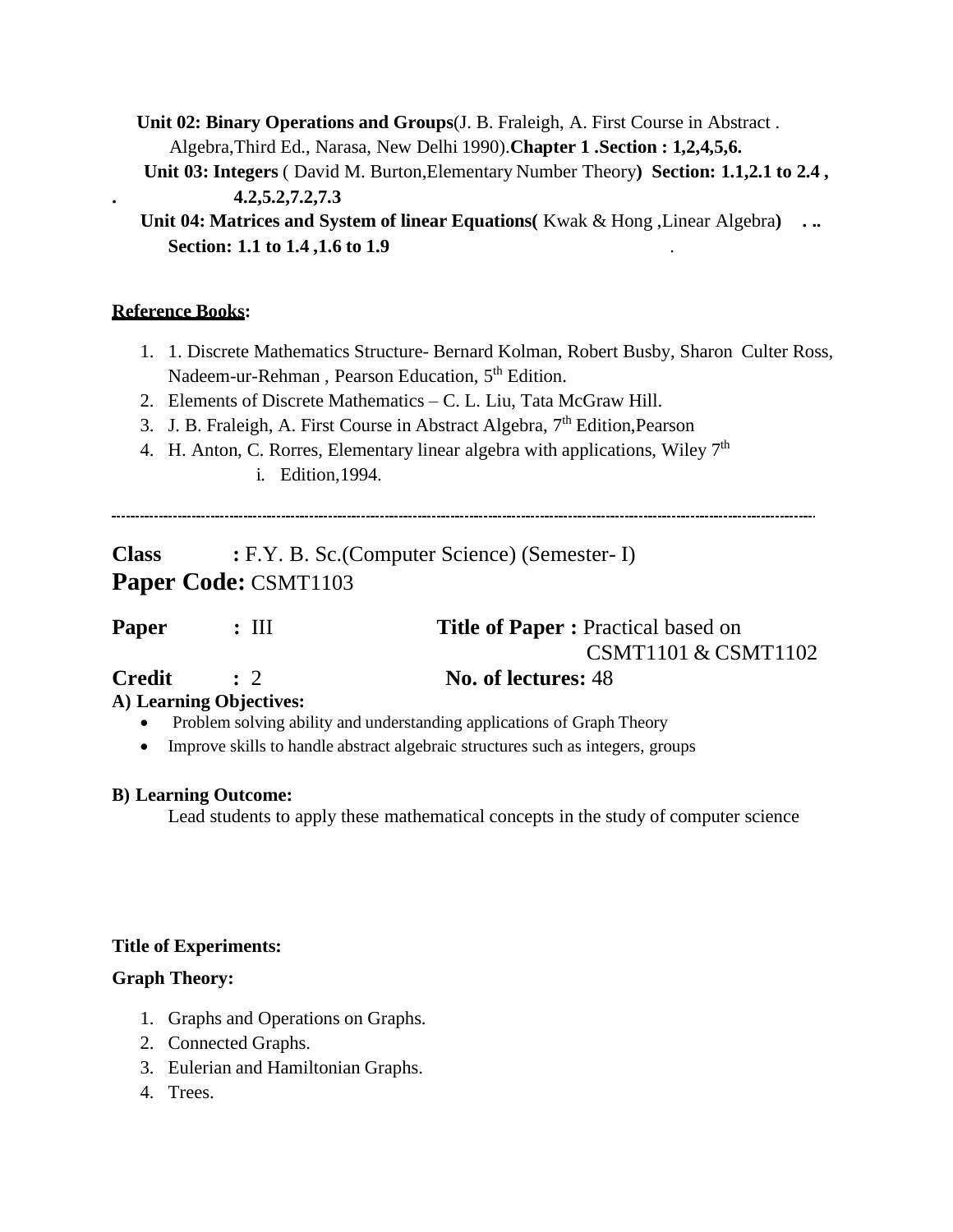**Unit 02: Binary Operations and Groups**(J. B. Fraleigh, A. First Course in Abstract . Algebra,Third Ed., Narasa, New Delhi 1990).**Chapter 1 .Section : 1,2,4,5,6.**

**Unit 03: Integers** ( David M. Burton,Elementary Number Theory**) Section: 1.1,2.1 to 2.4 , . 4.2,5.2,7.2,7.3**

**Unit 04: Matrices and System of linear Equations(** Kwak & Hong ,Linear Algebra**) . .. Section: 1.1 to 1.4 ,1.6 to 1.9** .

**Reference Books:**

1. 1. Discrete Mathematics Structure- Bernard Kolman, Robert Busby, Sharon Culter Ross, Nadeem-ur-Rehman , Pearson Education, 5th Edition.
2. Elements of Discrete Mathematics – C. L. Liu, Tata McGraw Hill.
3. J. B. Fraleigh, A. First Course in Abstract Algebra, 7th Edition,Pearson
4. H. Anton, C. Rorres, Elementary linear algebra with applications, Wiley 7th
   i. Edition,1994.

---

**Class** : F.Y. B. Sc.(Computer Science) (Semester- I)

**Paper Code:** CSMT1103

**Paper** : III **Title of Paper :** Practical based on CSMT1101 & CSMT1102

**Credit** : 2 **No. of lectures:** 48

**A) Learning Objectives:**

- Problem solving ability and understanding applications of Graph Theory
- Improve skills to handle abstract algebraic structures such as integers, groups

**B) Learning Outcome:**

Lead students to apply these mathematical concepts in the study of computer science

**Title of Experiments:**

**Graph Theory:**

1. Graphs and Operations on Graphs.
2. Connected Graphs.
3. Eulerian and Hamiltonian Graphs.
4. Trees.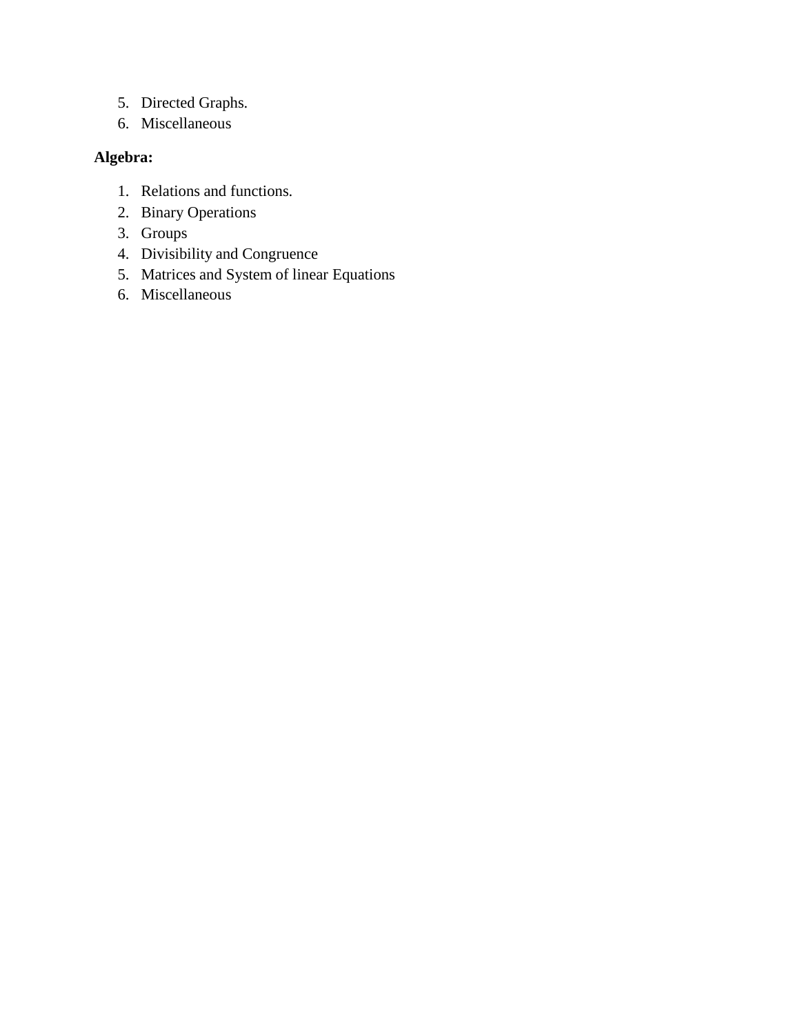5. Directed Graphs.
6. Miscellaneous

**Algebra:**

1. Relations and functions.
2. Binary Operations
3. Groups
4. Divisibility and Congruence
5. Matrices and System of linear Equations
6. Miscellaneous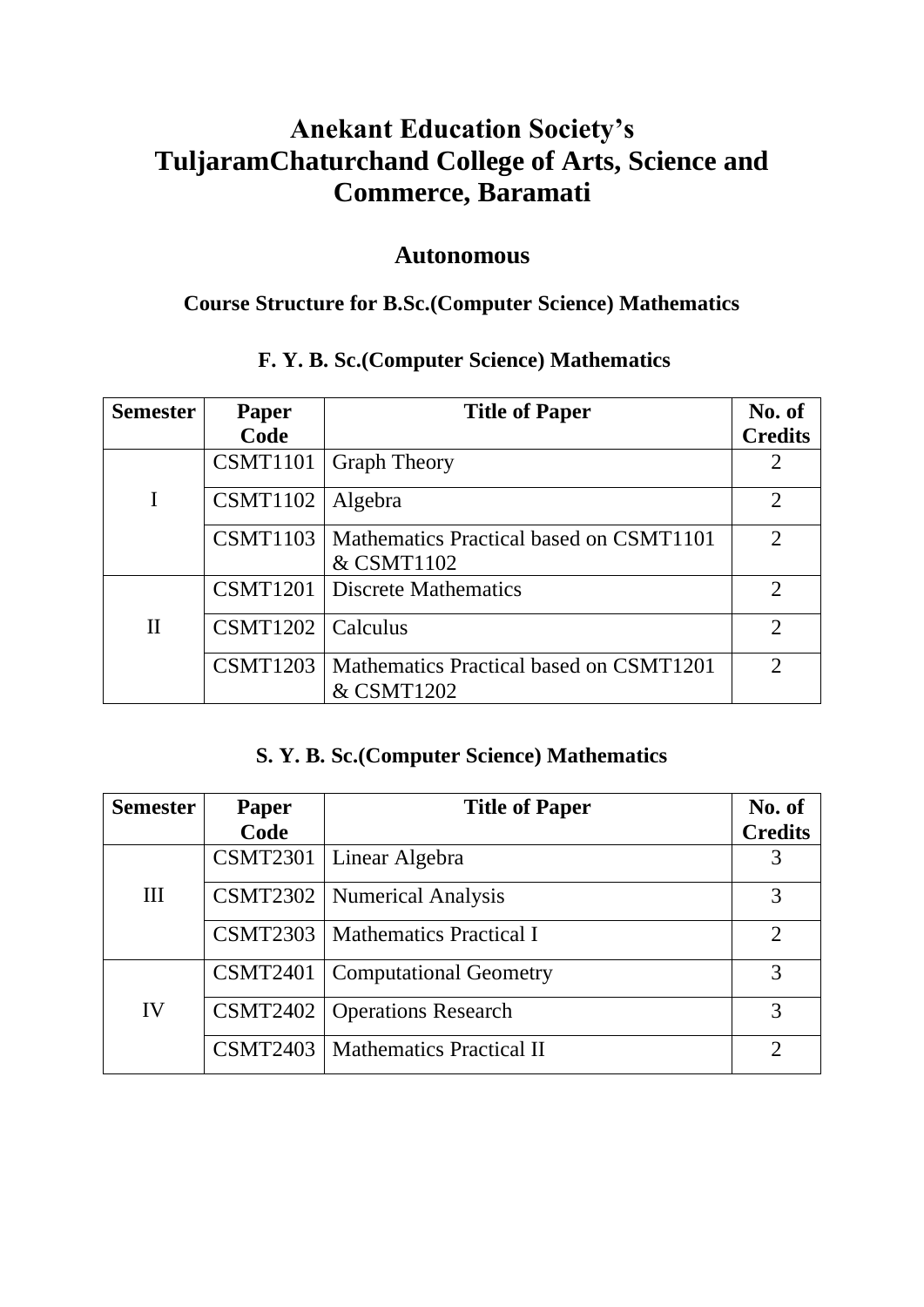# Anekant Education Society's
# TuljaramChaturchand College of Arts, Science and Commerce, Baramati

## Autonomous

### Course Structure for B.Sc.(Computer Science) Mathematics

### F. Y. B. Sc.(Computer Science) Mathematics

| Semester | Paper Code | Title of Paper | No. of Credits |
|---|---|---|---|
| I | CSMT1101 | Graph Theory | 2 |
| | CSMT1102 | Algebra | 2 |
| | CSMT1103 | Mathematics Practical based on CSMT1101 & CSMT1102 | 2 |
| II | CSMT1201 | Discrete Mathematics | 2 |
| | CSMT1202 | Calculus | 2 |
| | CSMT1203 | Mathematics Practical based on CSMT1201 & CSMT1202 | 2 |

### S. Y. B. Sc.(Computer Science) Mathematics

| Semester | Paper Code | Title of Paper | No. of Credits |
|---|---|---|---|
| III | CSMT2301 | Linear Algebra | 3 |
| | CSMT2302 | Numerical Analysis | 3 |
| | CSMT2303 | Mathematics Practical I | 2 |
| IV | CSMT2401 | Computational Geometry | 3 |
| | CSMT2402 | Operations Research | 3 |
| | CSMT2403 | Mathematics Practical II | 2 |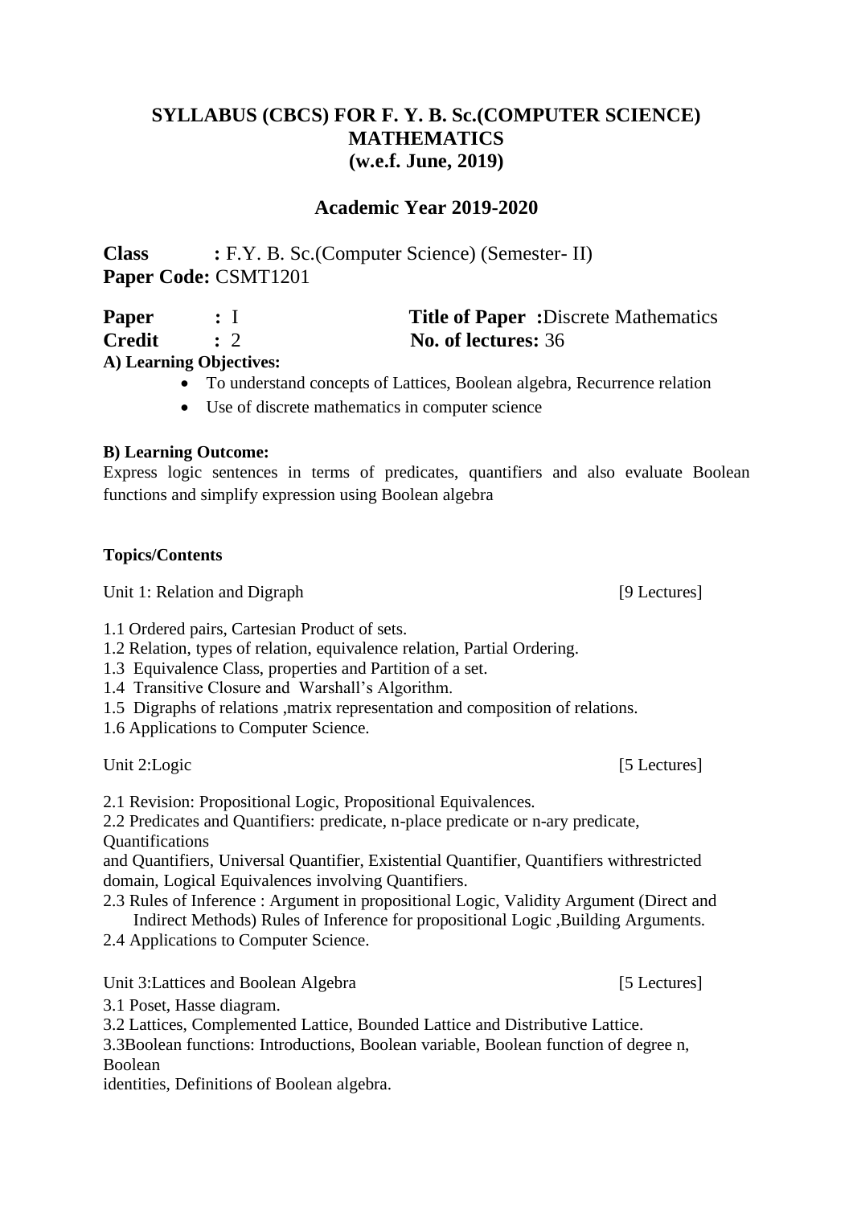## SYLLABUS (CBCS) FOR F. Y. B. Sc.(COMPUTER SCIENCE) MATHEMATICS (w.e.f. June, 2019)

## Academic Year 2019-2020

**Class** **:** F.Y. B. Sc.(Computer Science) (Semester- II)
**Paper Code:** CSMT1201

**Paper** **:** I **Title of Paper :**Discrete Mathematics
**Credit** **:** 2 **No. of lectures:** 36

**A) Learning Objectives:**

- To understand concepts of Lattices, Boolean algebra, Recurrence relation
- Use of discrete mathematics in computer science

**B) Learning Outcome:**

Express logic sentences in terms of predicates, quantifiers and also evaluate Boolean functions and simplify expression using Boolean algebra

**Topics/Contents**

Unit 1: Relation and Digraph [9 Lectures]

1.1 Ordered pairs, Cartesian Product of sets.
1.2 Relation, types of relation, equivalence relation, Partial Ordering.
1.3 Equivalence Class, properties and Partition of a set.
1.4 Transitive Closure and Warshall's Algorithm.
1.5 Digraphs of relations ,matrix representation and composition of relations.
1.6 Applications to Computer Science.

Unit 2:Logic [5 Lectures]

2.1 Revision: Propositional Logic, Propositional Equivalences.
2.2 Predicates and Quantifiers: predicate, n-place predicate or n-ary predicate, Quantifications
and Quantifiers, Universal Quantifier, Existential Quantifier, Quantifiers withrestricted domain, Logical Equivalences involving Quantifiers.
2.3 Rules of Inference : Argument in propositional Logic, Validity Argument (Direct and Indirect Methods) Rules of Inference for propositional Logic ,Building Arguments.
2.4 Applications to Computer Science.

Unit 3:Lattices and Boolean Algebra [5 Lectures]

3.1 Poset, Hasse diagram.
3.2 Lattices, Complemented Lattice, Bounded Lattice and Distributive Lattice.
3.3Boolean functions: Introductions, Boolean variable, Boolean function of degree n, Boolean
identities, Definitions of Boolean algebra.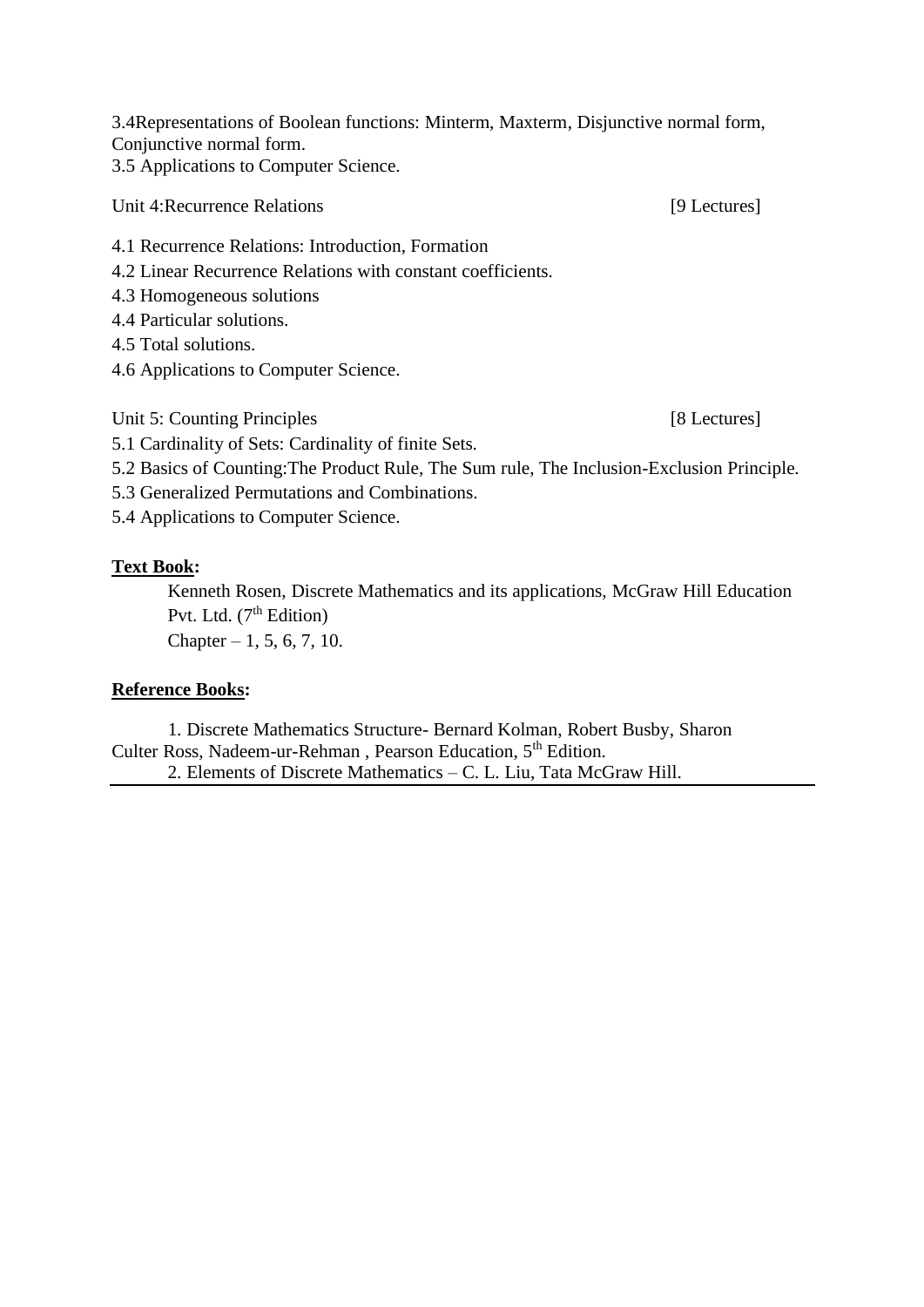3.4Representations of Boolean functions: Minterm, Maxterm, Disjunctive normal form, Conjunctive normal form.
3.5 Applications to Computer Science.

Unit 4:Recurrence Relations [9 Lectures]

4.1 Recurrence Relations: Introduction, Formation
4.2 Linear Recurrence Relations with constant coefficients.
4.3 Homogeneous solutions
4.4 Particular solutions.
4.5 Total solutions.
4.6 Applications to Computer Science.

Unit 5: Counting Principles [8 Lectures]

5.1 Cardinality of Sets: Cardinality of finite Sets.
5.2 Basics of Counting:The Product Rule, The Sum rule, The Inclusion-Exclusion Principle.
5.3 Generalized Permutations and Combinations.
5.4 Applications to Computer Science.

**Text Book:**

Kenneth Rosen, Discrete Mathematics and its applications, McGraw Hill Education Pvt. Ltd. (7th Edition)
Chapter – 1, 5, 6, 7, 10.

**Reference Books:**

1. Discrete Mathematics Structure- Bernard Kolman, Robert Busby, Sharon Culter Ross, Nadeem-ur-Rehman , Pearson Education, 5th Edition.
2. Elements of Discrete Mathematics – C. L. Liu, Tata McGraw Hill.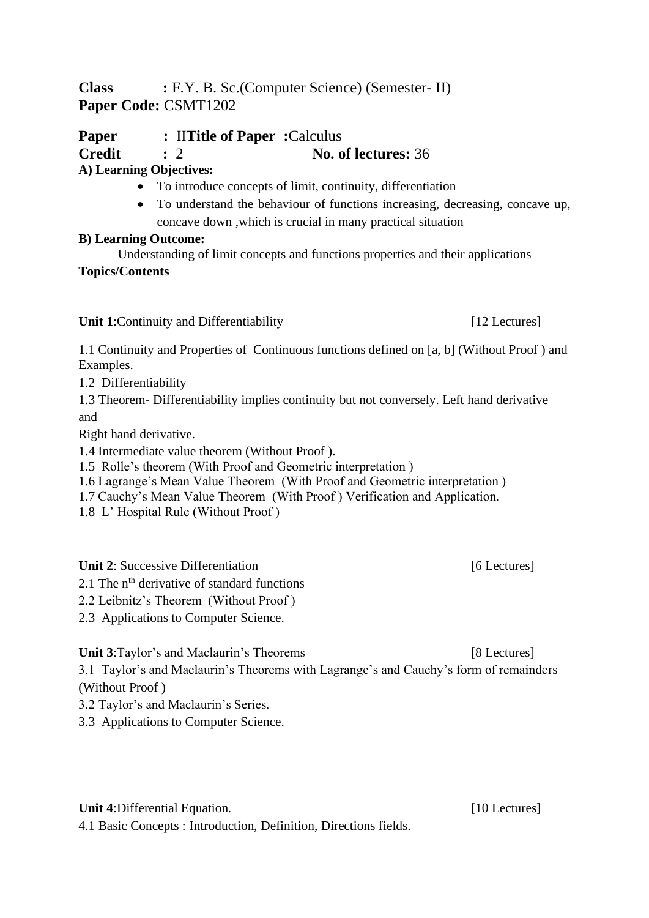**Class** : F.Y. B. Sc.(Computer Science) (Semester- II)
**Paper Code:** CSMT1202

**Paper** : II**Title of Paper** :Calculus
**Credit** : 2 **No. of lectures:** 36

**A) Learning Objectives:**

- To introduce concepts of limit, continuity, differentiation
- To understand the behaviour of functions increasing, decreasing, concave up, concave down ,which is crucial in many practical situation

**B) Learning Outcome:**

Understanding of limit concepts and functions properties and their applications

**Topics/Contents**

**Unit 1**:Continuity and Differentiability [12 Lectures]

1.1 Continuity and Properties of Continuous functions defined on [a, b] (Without Proof ) and Examples.

1.2 Differentiability

1.3 Theorem- Differentiability implies continuity but not conversely. Left hand derivative and
Right hand derivative.

1.4 Intermediate value theorem (Without Proof ).

1.5 Rolle's theorem (With Proof and Geometric interpretation )

1.6 Lagrange's Mean Value Theorem (With Proof and Geometric interpretation )

1.7 Cauchy's Mean Value Theorem (With Proof ) Verification and Application.

1.8 L' Hospital Rule (Without Proof )

**Unit 2**: Successive Differentiation [6 Lectures]

2.1 The $n^{th}$ derivative of standard functions

2.2 Leibnitz's Theorem (Without Proof )

2.3 Applications to Computer Science.

**Unit 3**:Taylor's and Maclaurin's Theorems [8 Lectures]

3.1 Taylor's and Maclaurin's Theorems with Lagrange's and Cauchy's form of remainders (Without Proof )

3.2 Taylor's and Maclaurin's Series.

3.3 Applications to Computer Science.

**Unit 4**:Differential Equation. [10 Lectures]

4.1 Basic Concepts : Introduction, Definition, Directions fields.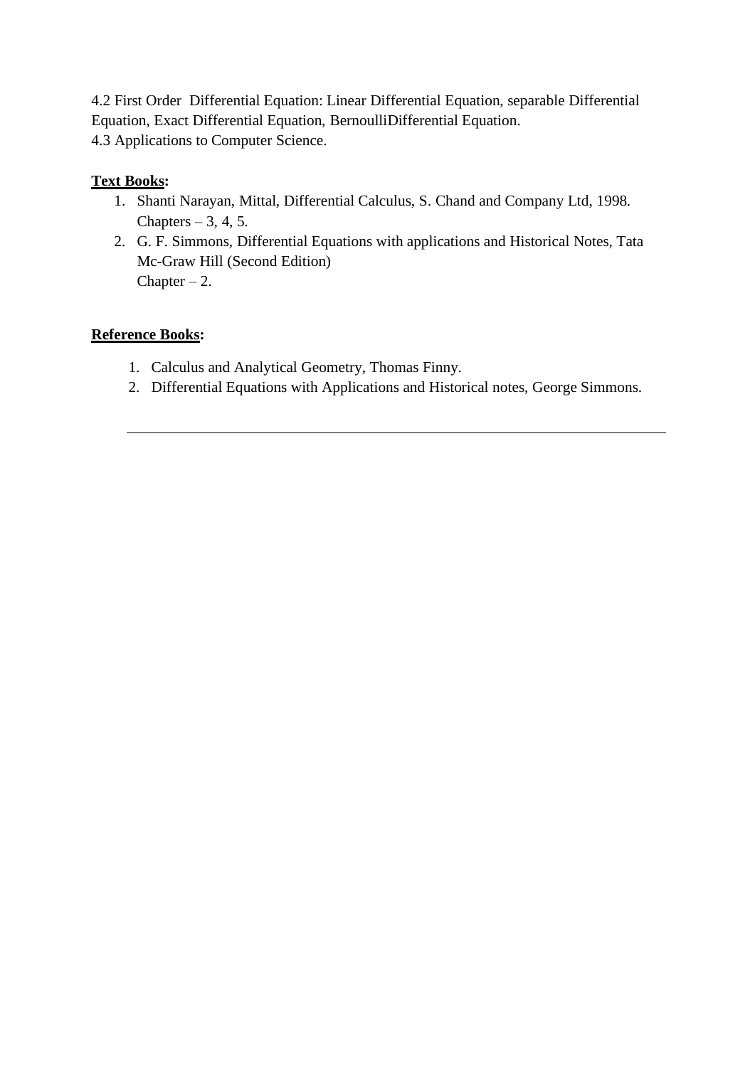4.2 First Order  Differential Equation: Linear Differential Equation, separable Differential Equation, Exact Differential Equation, BernoulliDifferential Equation.
4.3 Applications to Computer Science.

**Text Books:**

1. Shanti Narayan, Mittal, Differential Calculus, S. Chand and Company Ltd, 1998. Chapters – 3, 4, 5.
2. G. F. Simmons, Differential Equations with applications and Historical Notes, Tata Mc-Graw Hill (Second Edition)
   Chapter – 2.

**Reference Books:**

1. Calculus and Analytical Geometry, Thomas Finny.
2. Differential Equations with Applications and Historical notes, George Simmons.

---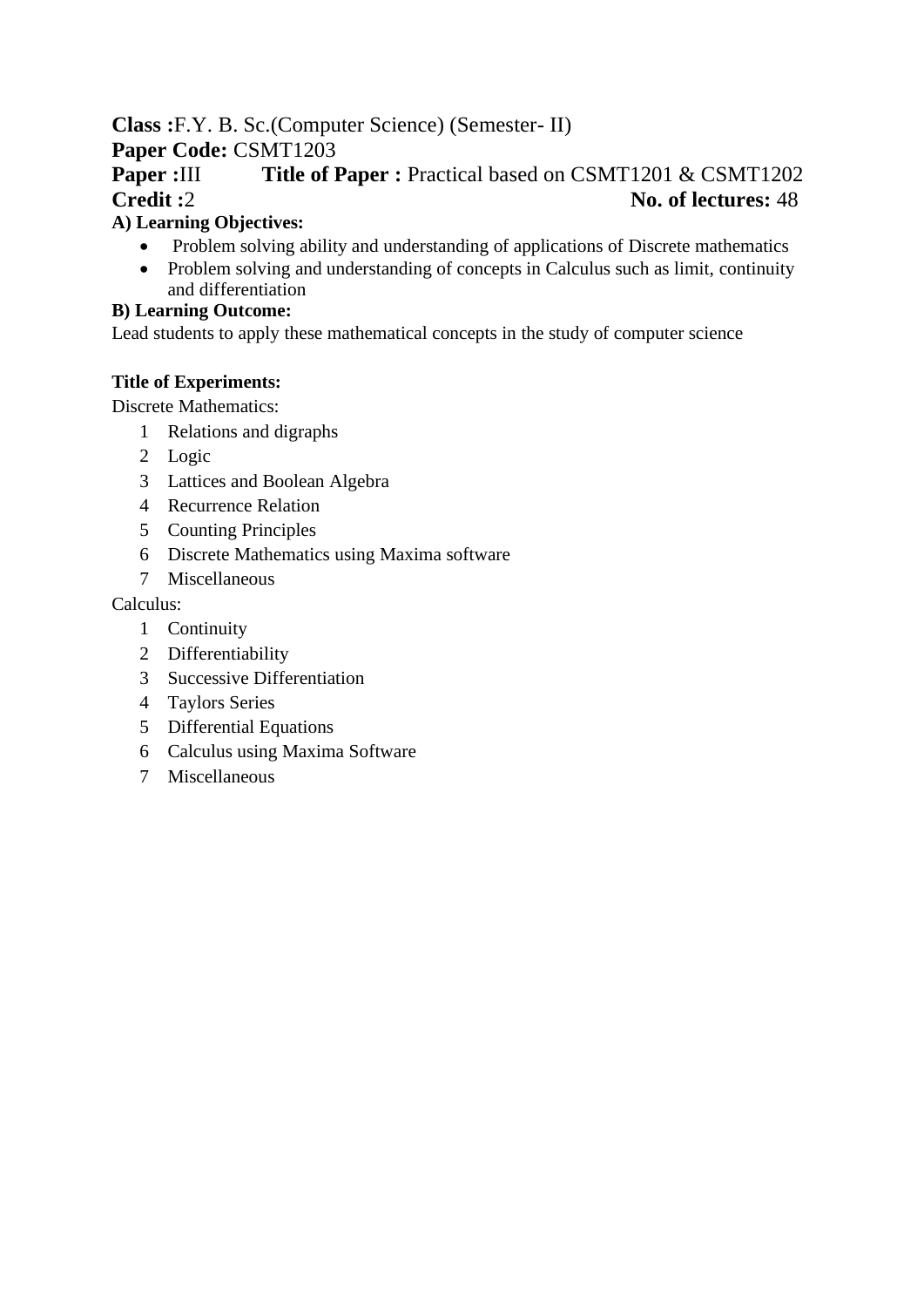**Class :**F.Y. B. Sc.(Computer Science) (Semester- II)
**Paper Code:** CSMT1203
**Paper :**III **Title of Paper :** Practical based on CSMT1201 & CSMT1202
**Credit :**2 **No. of lectures:** 48

**A) Learning Objectives:**

- Problem solving ability and understanding of applications of Discrete mathematics
- Problem solving and understanding of concepts in Calculus such as limit, continuity and differentiation

**B) Learning Outcome:**

Lead students to apply these mathematical concepts in the study of computer science

**Title of Experiments:**

Discrete Mathematics:

1. Relations and digraphs
2. Logic
3. Lattices and Boolean Algebra
4. Recurrence Relation
5. Counting Principles
6. Discrete Mathematics using Maxima software
7. Miscellaneous

Calculus:

1. Continuity
2. Differentiability
3. Successive Differentiation
4. Taylors Series
5. Differential Equations
6. Calculus using Maxima Software
7. Miscellaneous